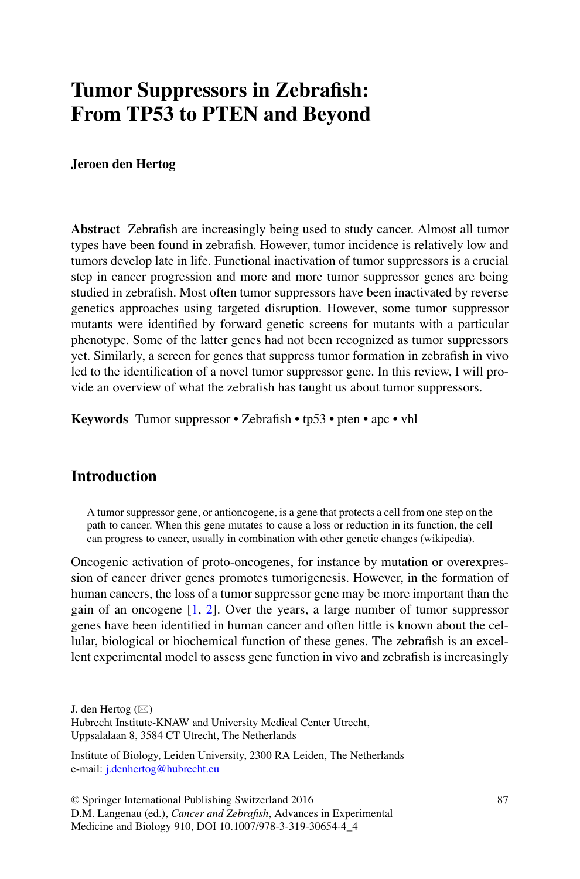# Tumor Suppressors in Zebrafish: From TP53 to PTEN and Beyond

**Jeroen den Hertog**

**Abstract** Zebrafish are increasingly being used to study cancer. Almost all tumor types have been found in zebrafish. However, tumor incidence is relatively low and tumors develop late in life. Functional inactivation of tumor suppressors is a crucial step in cancer progression and more and more tumor suppressor genes are being studied in zebrafish. Most often tumor suppressors have been inactivated by reverse genetics approaches using targeted disruption. However, some tumor suppressor mutants were identified by forward genetic screens for mutants with a particular phenotype. Some of the latter genes had not been recognized as tumor suppressors yet. Similarly, a screen for genes that suppress tumor formation in zebrafish in vivo led to the identification of a novel tumor suppressor gene. In this review, I will provide an overview of what the zebrafish has taught us about tumor suppressors.

**Keywords** Tumor suppressor • Zebrafish • tp53 • pten • apc • vhl

## Introduction

> A tumor suppressor gene, or antioncogene, is a gene that protects a cell from one step on the path to cancer. When this gene mutates to cause a loss or reduction in its function, the cell can progress to cancer, usually in combination with other genetic changes (wikipedia).

Oncogenic activation of proto-oncogenes, for instance by mutation or overexpression of cancer driver genes promotes tumorigenesis. However, in the formation of human cancers, the loss of a tumor suppressor gene may be more important than the gain of an oncogene [1, 2]. Over the years, a large number of tumor suppressor genes have been identified in human cancer and often little is known about the cellular, biological or biochemical function of these genes. The zebrafish is an excellent experimental model to assess gene function in vivo and zebrafish is increasingly

---

J. den Hertog (✉)
Hubrecht Institute-KNAW and University Medical Center Utrecht,
Uppsalalaan 8, 3584 CT Utrecht, The Netherlands

Institute of Biology, Leiden University, 2300 RA Leiden, The Netherlands
e-mail: j.denhertog@hubrecht.eu

© Springer International Publishing Switzerland 2016
D.M. Langenau (ed.), *Cancer and Zebrafish*, Advances in Experimental Medicine and Biology 910, DOI 10.1007/978-3-319-30654-4_4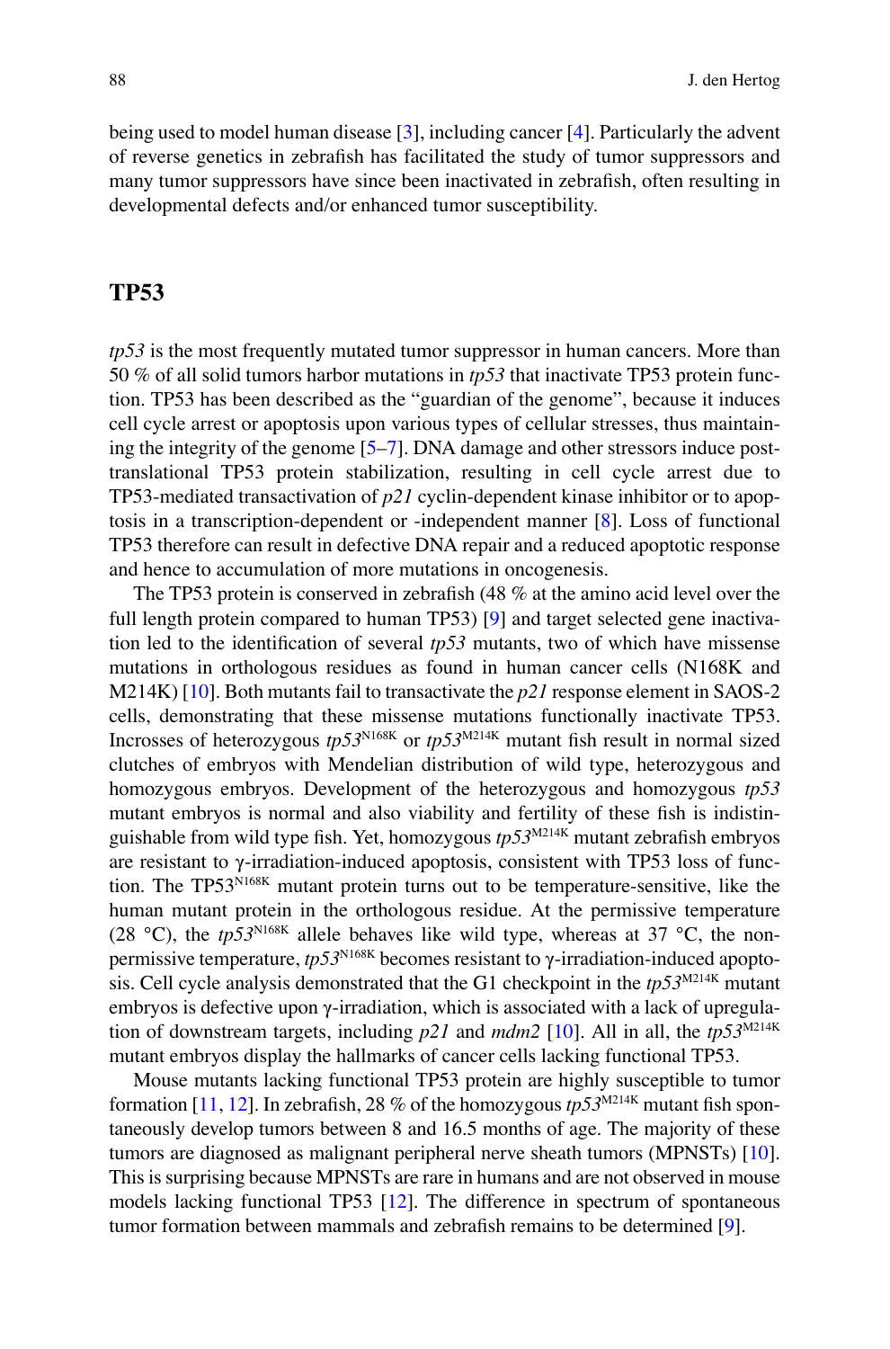being used to model human disease [3], including cancer [4]. Particularly the advent of reverse genetics in zebrafish has facilitated the study of tumor suppressors and many tumor suppressors have since been inactivated in zebrafish, often resulting in developmental defects and/or enhanced tumor susceptibility.

## TP53

*tp53* is the most frequently mutated tumor suppressor in human cancers. More than 50 % of all solid tumors harbor mutations in *tp53* that inactivate TP53 protein function. TP53 has been described as the "guardian of the genome", because it induces cell cycle arrest or apoptosis upon various types of cellular stresses, thus maintaining the integrity of the genome [5–7]. DNA damage and other stressors induce post-translational TP53 protein stabilization, resulting in cell cycle arrest due to TP53-mediated transactivation of *p21* cyclin-dependent kinase inhibitor or to apoptosis in a transcription-dependent or -independent manner [8]. Loss of functional TP53 therefore can result in defective DNA repair and a reduced apoptotic response and hence to accumulation of more mutations in oncogenesis.

The TP53 protein is conserved in zebrafish (48 % at the amino acid level over the full length protein compared to human TP53) [9] and target selected gene inactivation led to the identification of several *tp53* mutants, two of which have missense mutations in orthologous residues as found in human cancer cells (N168K and M214K) [10]. Both mutants fail to transactivate the *p21* response element in SAOS-2 cells, demonstrating that these missense mutations functionally inactivate TP53. Incrosses of heterozygous *tp53*$^{N168K}$ or *tp53*$^{M214K}$ mutant fish result in normal sized clutches of embryos with Mendelian distribution of wild type, heterozygous and homozygous embryos. Development of the heterozygous and homozygous *tp53* mutant embryos is normal and also viability and fertility of these fish is indistinguishable from wild type fish. Yet, homozygous *tp53*$^{M214K}$ mutant zebrafish embryos are resistant to γ-irradiation-induced apoptosis, consistent with TP53 loss of function. The TP53$^{N168K}$ mutant protein turns out to be temperature-sensitive, like the human mutant protein in the orthologous residue. At the permissive temperature (28 °C), the *tp53*$^{N168K}$ allele behaves like wild type, whereas at 37 °C, the non-permissive temperature, *tp53*$^{N168K}$ becomes resistant to γ-irradiation-induced apoptosis. Cell cycle analysis demonstrated that the G1 checkpoint in the *tp53*$^{M214K}$ mutant embryos is defective upon γ-irradiation, which is associated with a lack of upregulation of downstream targets, including *p21* and *mdm2* [10]. All in all, the *tp53*$^{M214K}$ mutant embryos display the hallmarks of cancer cells lacking functional TP53.

Mouse mutants lacking functional TP53 protein are highly susceptible to tumor formation [11, 12]. In zebrafish, 28 % of the homozygous *tp53*$^{M214K}$ mutant fish spontaneously develop tumors between 8 and 16.5 months of age. The majority of these tumors are diagnosed as malignant peripheral nerve sheath tumors (MPNSTs) [10]. This is surprising because MPNSTs are rare in humans and are not observed in mouse models lacking functional TP53 [12]. The difference in spectrum of spontaneous tumor formation between mammals and zebrafish remains to be determined [9].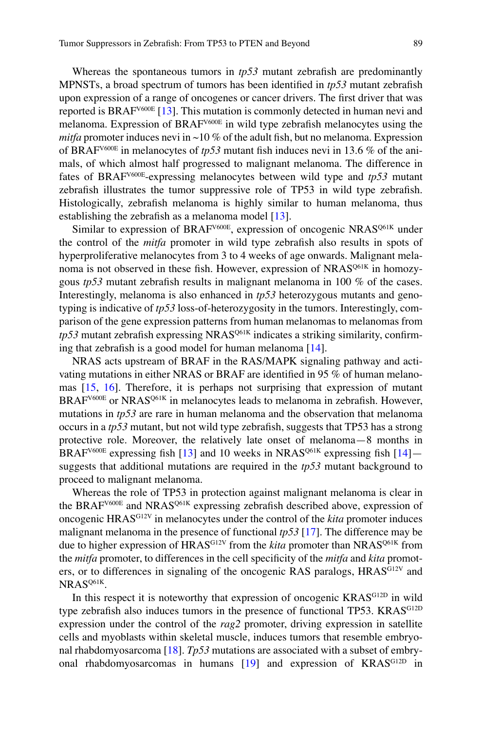Whereas the spontaneous tumors in *tp53* mutant zebrafish are predominantly MPNSTs, a broad spectrum of tumors has been identified in *tp53* mutant zebrafish upon expression of a range of oncogenes or cancer drivers. The first driver that was reported is BRAF$^{V600E}$ [13]. This mutation is commonly detected in human nevi and melanoma. Expression of BRAF$^{V600E}$ in wild type zebrafish melanocytes using the *mitfa* promoter induces nevi in ~10 % of the adult fish, but no melanoma. Expression of BRAF$^{V600E}$ in melanocytes of *tp53* mutant fish induces nevi in 13.6 % of the animals, of which almost half progressed to malignant melanoma. The difference in fates of BRAF$^{V600E}$-expressing melanocytes between wild type and *tp53* mutant zebrafish illustrates the tumor suppressive role of TP53 in wild type zebrafish. Histologically, zebrafish melanoma is highly similar to human melanoma, thus establishing the zebrafish as a melanoma model [13].

Similar to expression of BRAF$^{V600E}$, expression of oncogenic NRAS$^{Q61K}$ under the control of the *mitfa* promoter in wild type zebrafish also results in spots of hyperproliferative melanocytes from 3 to 4 weeks of age onwards. Malignant melanoma is not observed in these fish. However, expression of NRAS$^{Q61K}$ in homozygous *tp53* mutant zebrafish results in malignant melanoma in 100 % of the cases. Interestingly, melanoma is also enhanced in *tp53* heterozygous mutants and genotyping is indicative of *tp53* loss-of-heterozygosity in the tumors. Interestingly, comparison of the gene expression patterns from human melanomas to melanomas from *tp53* mutant zebrafish expressing NRAS$^{Q61K}$ indicates a striking similarity, confirming that zebrafish is a good model for human melanoma [14].

NRAS acts upstream of BRAF in the RAS/MAPK signaling pathway and activating mutations in either NRAS or BRAF are identified in 95 % of human melanomas [15, 16]. Therefore, it is perhaps not surprising that expression of mutant BRAF$^{V600E}$ or NRAS$^{Q61K}$ in melanocytes leads to melanoma in zebrafish. However, mutations in *tp53* are rare in human melanoma and the observation that melanoma occurs in a *tp53* mutant, but not wild type zebrafish, suggests that TP53 has a strong protective role. Moreover, the relatively late onset of melanoma—8 months in BRAF$^{V600E}$ expressing fish [13] and 10 weeks in NRAS$^{Q61K}$ expressing fish [14]—suggests that additional mutations are required in the *tp53* mutant background to proceed to malignant melanoma.

Whereas the role of TP53 in protection against malignant melanoma is clear in the BRAF$^{V600E}$ and NRAS$^{Q61K}$ expressing zebrafish described above, expression of oncogenic HRAS$^{G12V}$ in melanocytes under the control of the *kita* promoter induces malignant melanoma in the presence of functional *tp53* [17]. The difference may be due to higher expression of HRAS$^{G12V}$ from the *kita* promoter than NRAS$^{Q61K}$ from the *mitfa* promoter, to differences in the cell specificity of the *mitfa* and *kita* promoters, or to differences in signaling of the oncogenic RAS paralogs, HRAS$^{G12V}$ and NRAS$^{Q61K}$.

In this respect it is noteworthy that expression of oncogenic KRAS$^{G12D}$ in wild type zebrafish also induces tumors in the presence of functional TP53. KRAS$^{G12D}$ expression under the control of the *rag2* promoter, driving expression in satellite cells and myoblasts within skeletal muscle, induces tumors that resemble embryonal rhabdomyosarcoma [18]. *Tp53* mutations are associated with a subset of embryonal rhabdomyosarcomas in humans [19] and expression of KRAS$^{G12D}$ in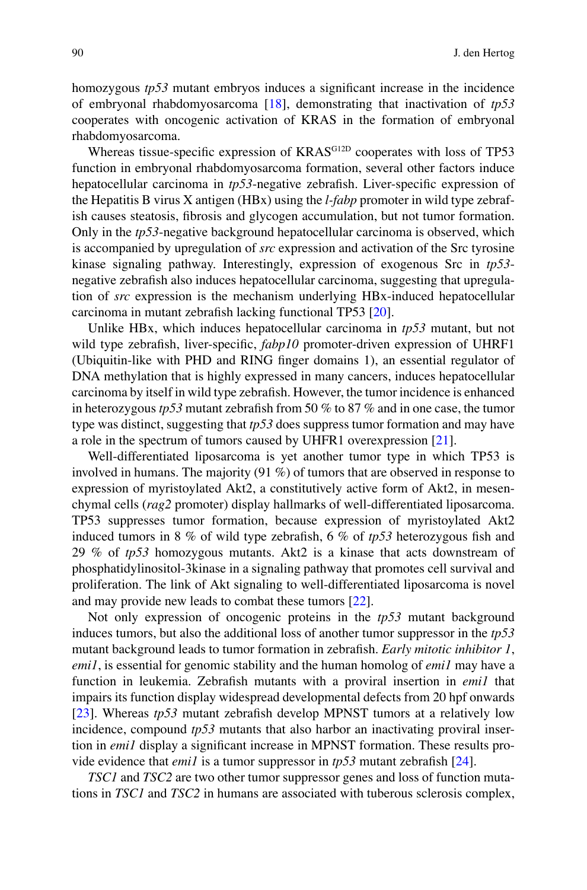homozygous *tp53* mutant embryos induces a significant increase in the incidence of embryonal rhabdomyosarcoma [18], demonstrating that inactivation of *tp53* cooperates with oncogenic activation of KRAS in the formation of embryonal rhabdomyosarcoma.

Whereas tissue-specific expression of $KRAS^{G12D}$ cooperates with loss of TP53 function in embryonal rhabdomyosarcoma formation, several other factors induce hepatocellular carcinoma in *tp53*-negative zebrafish. Liver-specific expression of the Hepatitis B virus X antigen (HBx) using the *l-fabp* promoter in wild type zebrafish causes steatosis, fibrosis and glycogen accumulation, but not tumor formation. Only in the *tp53*-negative background hepatocellular carcinoma is observed, which is accompanied by upregulation of *src* expression and activation of the Src tyrosine kinase signaling pathway. Interestingly, expression of exogenous Src in *tp53*-negative zebrafish also induces hepatocellular carcinoma, suggesting that upregulation of *src* expression is the mechanism underlying HBx-induced hepatocellular carcinoma in mutant zebrafish lacking functional TP53 [20].

Unlike HBx, which induces hepatocellular carcinoma in *tp53* mutant, but not wild type zebrafish, liver-specific, *fabp10* promoter-driven expression of UHRF1 (Ubiquitin-like with PHD and RING finger domains 1), an essential regulator of DNA methylation that is highly expressed in many cancers, induces hepatocellular carcinoma by itself in wild type zebrafish. However, the tumor incidence is enhanced in heterozygous *tp53* mutant zebrafish from 50 % to 87 % and in one case, the tumor type was distinct, suggesting that *tp53* does suppress tumor formation and may have a role in the spectrum of tumors caused by UHFR1 overexpression [21].

Well-differentiated liposarcoma is yet another tumor type in which TP53 is involved in humans. The majority (91 %) of tumors that are observed in response to expression of myristoylated Akt2, a constitutively active form of Akt2, in mesenchymal cells (*rag2* promoter) display hallmarks of well-differentiated liposarcoma. TP53 suppresses tumor formation, because expression of myristoylated Akt2 induced tumors in 8 % of wild type zebrafish, 6 % of *tp53* heterozygous fish and 29 % of *tp53* homozygous mutants. Akt2 is a kinase that acts downstream of phosphatidylinositol-3kinase in a signaling pathway that promotes cell survival and proliferation. The link of Akt signaling to well-differentiated liposarcoma is novel and may provide new leads to combat these tumors [22].

Not only expression of oncogenic proteins in the *tp53* mutant background induces tumors, but also the additional loss of another tumor suppressor in the *tp53* mutant background leads to tumor formation in zebrafish. *Early mitotic inhibitor 1*, *emi1*, is essential for genomic stability and the human homolog of *emi1* may have a function in leukemia. Zebrafish mutants with a proviral insertion in *emi1* that impairs its function display widespread developmental defects from 20 hpf onwards [23]. Whereas *tp53* mutant zebrafish develop MPNST tumors at a relatively low incidence, compound *tp53* mutants that also harbor an inactivating proviral insertion in *emi1* display a significant increase in MPNST formation. These results provide evidence that *emi1* is a tumor suppressor in *tp53* mutant zebrafish [24].

*TSC1* and *TSC2* are two other tumor suppressor genes and loss of function mutations in *TSC1* and *TSC2* in humans are associated with tuberous sclerosis complex,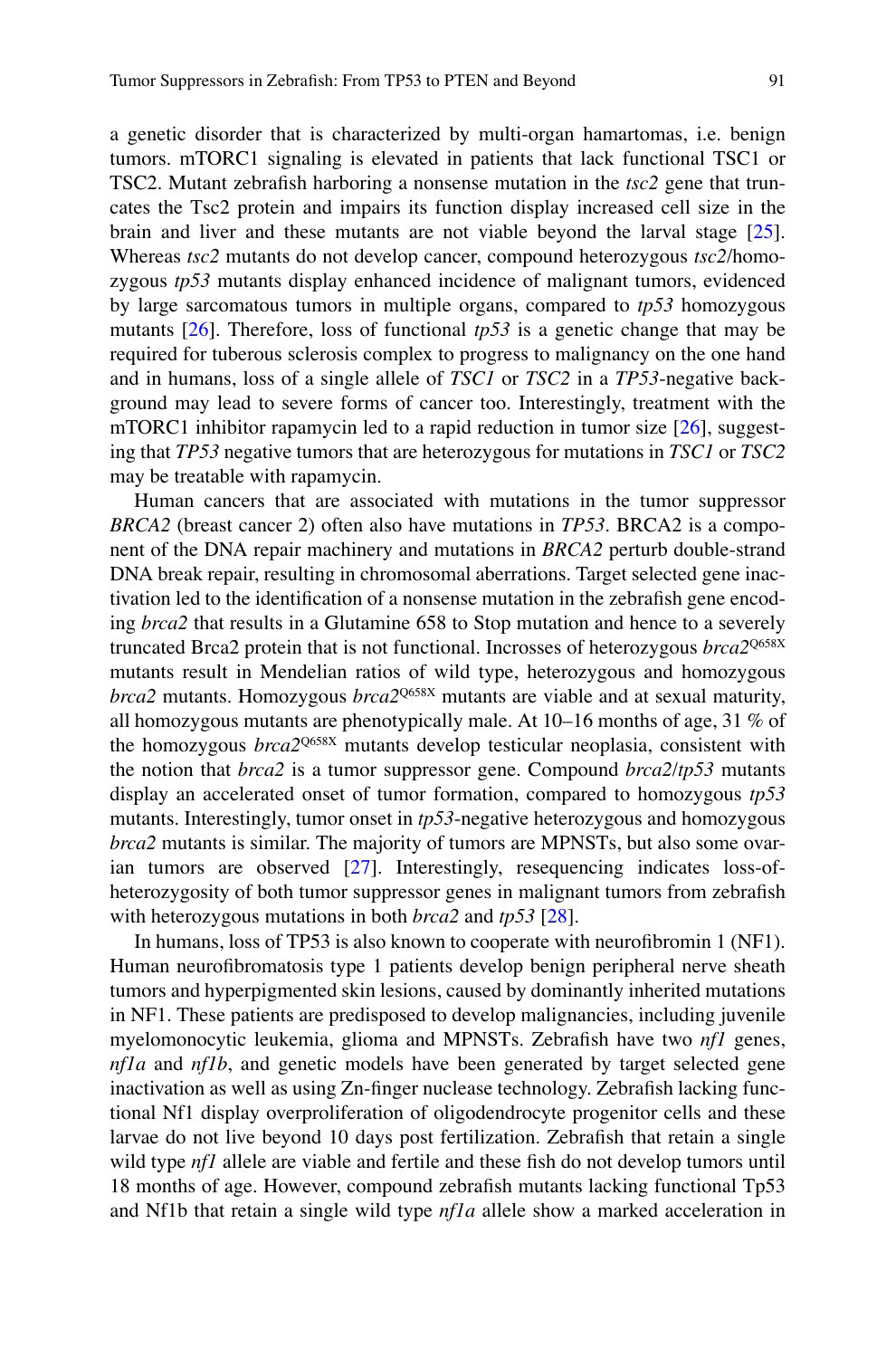a genetic disorder that is characterized by multi-organ hamartomas, i.e. benign tumors. mTORC1 signaling is elevated in patients that lack functional TSC1 or TSC2. Mutant zebrafish harboring a nonsense mutation in the *tsc2* gene that truncates the Tsc2 protein and impairs its function display increased cell size in the brain and liver and these mutants are not viable beyond the larval stage [25]. Whereas *tsc2* mutants do not develop cancer, compound heterozygous *tsc2*/homozygous *tp53* mutants display enhanced incidence of malignant tumors, evidenced by large sarcomatous tumors in multiple organs, compared to *tp53* homozygous mutants [26]. Therefore, loss of functional *tp53* is a genetic change that may be required for tuberous sclerosis complex to progress to malignancy on the one hand and in humans, loss of a single allele of *TSC1* or *TSC2* in a *TP53*-negative background may lead to severe forms of cancer too. Interestingly, treatment with the mTORC1 inhibitor rapamycin led to a rapid reduction in tumor size [26], suggesting that *TP53* negative tumors that are heterozygous for mutations in *TSC1* or *TSC2* may be treatable with rapamycin.

Human cancers that are associated with mutations in the tumor suppressor *BRCA2* (breast cancer 2) often also have mutations in *TP53*. BRCA2 is a component of the DNA repair machinery and mutations in *BRCA2* perturb double-strand DNA break repair, resulting in chromosomal aberrations. Target selected gene inactivation led to the identification of a nonsense mutation in the zebrafish gene encoding *brca2* that results in a Glutamine 658 to Stop mutation and hence to a severely truncated Brca2 protein that is not functional. Incrosses of heterozygous *brca2*$^{Q658X}$ mutants result in Mendelian ratios of wild type, heterozygous and homozygous *brca2* mutants. Homozygous *brca2*$^{Q658X}$ mutants are viable and at sexual maturity, all homozygous mutants are phenotypically male. At 10–16 months of age, 31 % of the homozygous *brca2*$^{Q658X}$ mutants develop testicular neoplasia, consistent with the notion that *brca2* is a tumor suppressor gene. Compound *brca2*/*tp53* mutants display an accelerated onset of tumor formation, compared to homozygous *tp53* mutants. Interestingly, tumor onset in *tp53*-negative heterozygous and homozygous *brca2* mutants is similar. The majority of tumors are MPNSTs, but also some ovarian tumors are observed [27]. Interestingly, resequencing indicates loss-of-heterozygosity of both tumor suppressor genes in malignant tumors from zebrafish with heterozygous mutations in both *brca2* and *tp53* [28].

In humans, loss of TP53 is also known to cooperate with neurofibromin 1 (NF1). Human neurofibromatosis type 1 patients develop benign peripheral nerve sheath tumors and hyperpigmented skin lesions, caused by dominantly inherited mutations in NF1. These patients are predisposed to develop malignancies, including juvenile myelomonocytic leukemia, glioma and MPNSTs. Zebrafish have two *nf1* genes, *nf1a* and *nf1b*, and genetic models have been generated by target selected gene inactivation as well as using Zn-finger nuclease technology. Zebrafish lacking functional Nf1 display overproliferation of oligodendrocyte progenitor cells and these larvae do not live beyond 10 days post fertilization. Zebrafish that retain a single wild type *nf1* allele are viable and fertile and these fish do not develop tumors until 18 months of age. However, compound zebrafish mutants lacking functional Tp53 and Nf1b that retain a single wild type *nf1a* allele show a marked acceleration in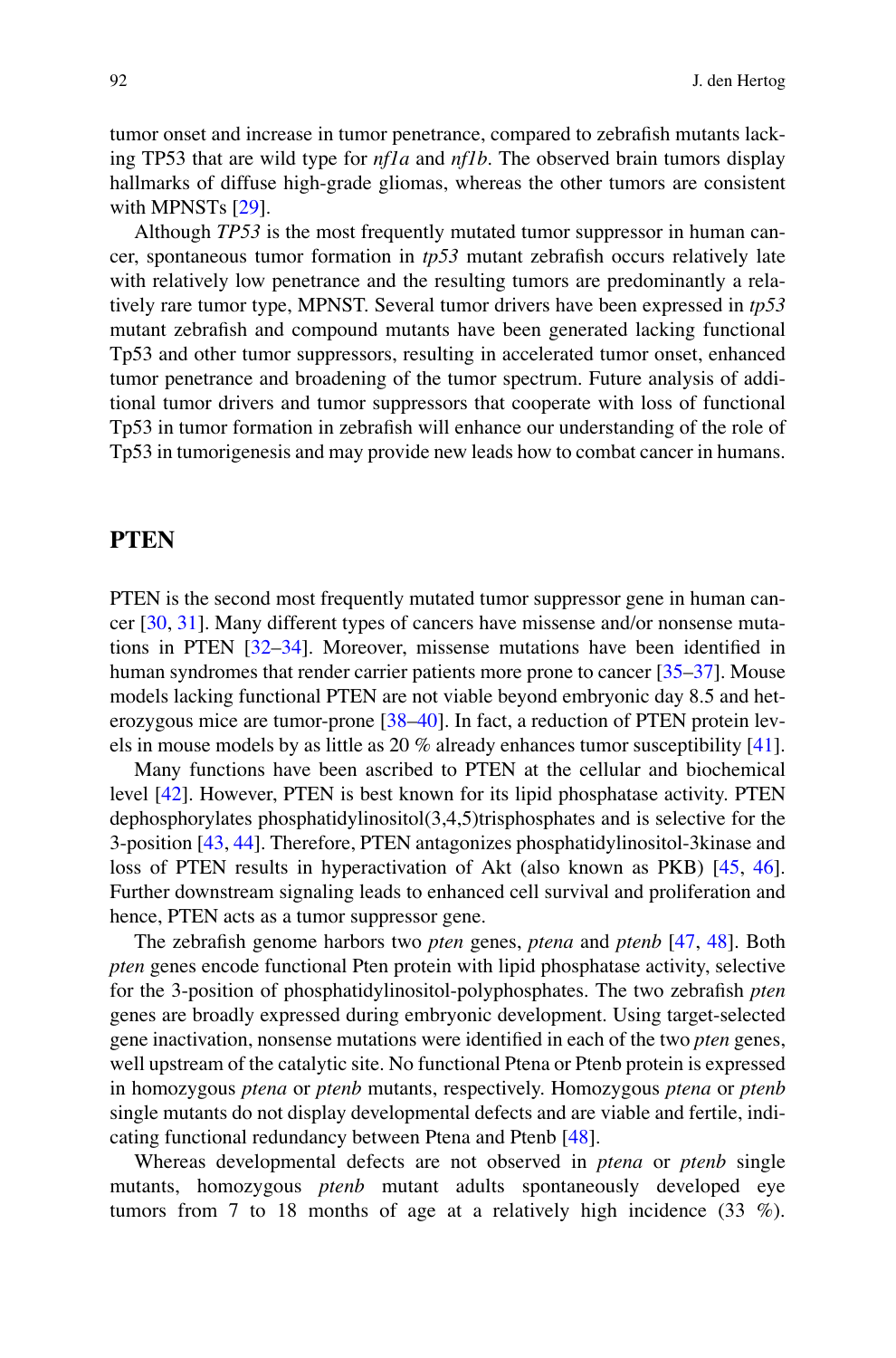tumor onset and increase in tumor penetrance, compared to zebrafish mutants lacking TP53 that are wild type for *nf1a* and *nf1b*. The observed brain tumors display hallmarks of diffuse high-grade gliomas, whereas the other tumors are consistent with MPNSTs [29].

Although *TP53* is the most frequently mutated tumor suppressor in human cancer, spontaneous tumor formation in *tp53* mutant zebrafish occurs relatively late with relatively low penetrance and the resulting tumors are predominantly a relatively rare tumor type, MPNST. Several tumor drivers have been expressed in *tp53* mutant zebrafish and compound mutants have been generated lacking functional Tp53 and other tumor suppressors, resulting in accelerated tumor onset, enhanced tumor penetrance and broadening of the tumor spectrum. Future analysis of additional tumor drivers and tumor suppressors that cooperate with loss of functional Tp53 in tumor formation in zebrafish will enhance our understanding of the role of Tp53 in tumorigenesis and may provide new leads how to combat cancer in humans.

## PTEN

PTEN is the second most frequently mutated tumor suppressor gene in human cancer [30, 31]. Many different types of cancers have missense and/or nonsense mutations in PTEN [32–34]. Moreover, missense mutations have been identified in human syndromes that render carrier patients more prone to cancer [35–37]. Mouse models lacking functional PTEN are not viable beyond embryonic day 8.5 and heterozygous mice are tumor-prone [38–40]. In fact, a reduction of PTEN protein levels in mouse models by as little as 20 % already enhances tumor susceptibility [41].

Many functions have been ascribed to PTEN at the cellular and biochemical level [42]. However, PTEN is best known for its lipid phosphatase activity. PTEN dephosphorylates phosphatidylinositol(3,4,5)trisphosphates and is selective for the 3-position [43, 44]. Therefore, PTEN antagonizes phosphatidylinositol-3kinase and loss of PTEN results in hyperactivation of Akt (also known as PKB) [45, 46]. Further downstream signaling leads to enhanced cell survival and proliferation and hence, PTEN acts as a tumor suppressor gene.

The zebrafish genome harbors two *pten* genes, *ptena* and *ptenb* [47, 48]. Both *pten* genes encode functional Pten protein with lipid phosphatase activity, selective for the 3-position of phosphatidylinositol-polyphosphates. The two zebrafish *pten* genes are broadly expressed during embryonic development. Using target-selected gene inactivation, nonsense mutations were identified in each of the two *pten* genes, well upstream of the catalytic site. No functional Ptena or Ptenb protein is expressed in homozygous *ptena* or *ptenb* mutants, respectively. Homozygous *ptena* or *ptenb* single mutants do not display developmental defects and are viable and fertile, indicating functional redundancy between Ptena and Ptenb [48].

Whereas developmental defects are not observed in *ptena* or *ptenb* single mutants, homozygous *ptenb* mutant adults spontaneously developed eye tumors from 7 to 18 months of age at a relatively high incidence (33 %).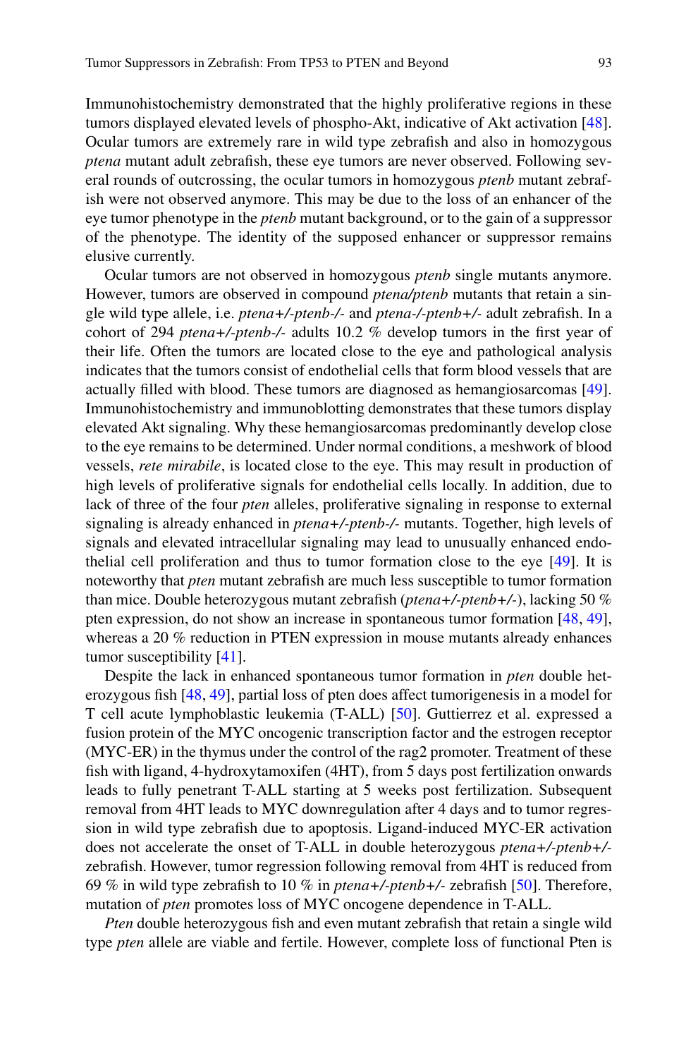Immunohistochemistry demonstrated that the highly proliferative regions in these tumors displayed elevated levels of phospho-Akt, indicative of Akt activation [48]. Ocular tumors are extremely rare in wild type zebrafish and also in homozygous *ptena* mutant adult zebrafish, these eye tumors are never observed. Following several rounds of outcrossing, the ocular tumors in homozygous *ptenb* mutant zebrafish were not observed anymore. This may be due to the loss of an enhancer of the eye tumor phenotype in the *ptenb* mutant background, or to the gain of a suppressor of the phenotype. The identity of the supposed enhancer or suppressor remains elusive currently.

Ocular tumors are not observed in homozygous *ptenb* single mutants anymore. However, tumors are observed in compound *ptena/ptenb* mutants that retain a single wild type allele, i.e. *ptena+/-ptenb-/-* and *ptena-/-ptenb+/-* adult zebrafish. In a cohort of 294 *ptena+/-ptenb-/-* adults 10.2 % develop tumors in the first year of their life. Often the tumors are located close to the eye and pathological analysis indicates that the tumors consist of endothelial cells that form blood vessels that are actually filled with blood. These tumors are diagnosed as hemangiosarcomas [49]. Immunohistochemistry and immunoblotting demonstrates that these tumors display elevated Akt signaling. Why these hemangiosarcomas predominantly develop close to the eye remains to be determined. Under normal conditions, a meshwork of blood vessels, *rete mirabile*, is located close to the eye. This may result in production of high levels of proliferative signals for endothelial cells locally. In addition, due to lack of three of the four *pten* alleles, proliferative signaling in response to external signaling is already enhanced in *ptena+/-ptenb-/-* mutants. Together, high levels of signals and elevated intracellular signaling may lead to unusually enhanced endothelial cell proliferation and thus to tumor formation close to the eye [49]. It is noteworthy that *pten* mutant zebrafish are much less susceptible to tumor formation than mice. Double heterozygous mutant zebrafish (*ptena+/-ptenb+/-*), lacking 50 % pten expression, do not show an increase in spontaneous tumor formation [48, 49], whereas a 20 % reduction in PTEN expression in mouse mutants already enhances tumor susceptibility [41].

Despite the lack in enhanced spontaneous tumor formation in *pten* double heterozygous fish [48, 49], partial loss of pten does affect tumorigenesis in a model for T cell acute lymphoblastic leukemia (T-ALL) [50]. Guttierrez et al. expressed a fusion protein of the MYC oncogenic transcription factor and the estrogen receptor (MYC-ER) in the thymus under the control of the rag2 promoter. Treatment of these fish with ligand, 4-hydroxytamoxifen (4HT), from 5 days post fertilization onwards leads to fully penetrant T-ALL starting at 5 weeks post fertilization. Subsequent removal from 4HT leads to MYC downregulation after 4 days and to tumor regression in wild type zebrafish due to apoptosis. Ligand-induced MYC-ER activation does not accelerate the onset of T-ALL in double heterozygous *ptena+/-ptenb+/-* zebrafish. However, tumor regression following removal from 4HT is reduced from 69 % in wild type zebrafish to 10 % in *ptena+/-ptenb+/-* zebrafish [50]. Therefore, mutation of *pten* promotes loss of MYC oncogene dependence in T-ALL.

*Pten* double heterozygous fish and even mutant zebrafish that retain a single wild type *pten* allele are viable and fertile. However, complete loss of functional Pten is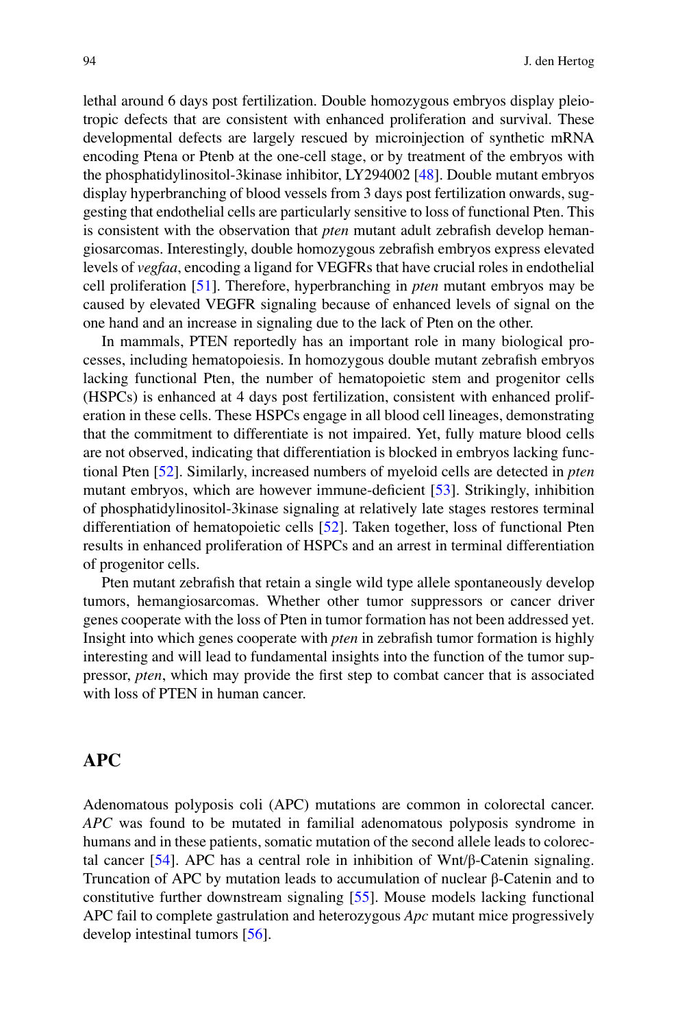lethal around 6 days post fertilization. Double homozygous embryos display pleiotropic defects that are consistent with enhanced proliferation and survival. These developmental defects are largely rescued by microinjection of synthetic mRNA encoding Ptena or Ptenb at the one-cell stage, or by treatment of the embryos with the phosphatidylinositol-3kinase inhibitor, LY294002 [48]. Double mutant embryos display hyperbranching of blood vessels from 3 days post fertilization onwards, suggesting that endothelial cells are particularly sensitive to loss of functional Pten. This is consistent with the observation that *pten* mutant adult zebrafish develop hemangiosarcomas. Interestingly, double homozygous zebrafish embryos express elevated levels of *vegfaa*, encoding a ligand for VEGFRs that have crucial roles in endothelial cell proliferation [51]. Therefore, hyperbranching in *pten* mutant embryos may be caused by elevated VEGFR signaling because of enhanced levels of signal on the one hand and an increase in signaling due to the lack of Pten on the other.

In mammals, PTEN reportedly has an important role in many biological processes, including hematopoiesis. In homozygous double mutant zebrafish embryos lacking functional Pten, the number of hematopoietic stem and progenitor cells (HSPCs) is enhanced at 4 days post fertilization, consistent with enhanced proliferation in these cells. These HSPCs engage in all blood cell lineages, demonstrating that the commitment to differentiate is not impaired. Yet, fully mature blood cells are not observed, indicating that differentiation is blocked in embryos lacking functional Pten [52]. Similarly, increased numbers of myeloid cells are detected in *pten* mutant embryos, which are however immune-deficient [53]. Strikingly, inhibition of phosphatidylinositol-3kinase signaling at relatively late stages restores terminal differentiation of hematopoietic cells [52]. Taken together, loss of functional Pten results in enhanced proliferation of HSPCs and an arrest in terminal differentiation of progenitor cells.

Pten mutant zebrafish that retain a single wild type allele spontaneously develop tumors, hemangiosarcomas. Whether other tumor suppressors or cancer driver genes cooperate with the loss of Pten in tumor formation has not been addressed yet. Insight into which genes cooperate with *pten* in zebrafish tumor formation is highly interesting and will lead to fundamental insights into the function of the tumor suppressor, *pten*, which may provide the first step to combat cancer that is associated with loss of PTEN in human cancer.

## APC

Adenomatous polyposis coli (APC) mutations are common in colorectal cancer. *APC* was found to be mutated in familial adenomatous polyposis syndrome in humans and in these patients, somatic mutation of the second allele leads to colorectal cancer [54]. APC has a central role in inhibition of Wnt/β-Catenin signaling. Truncation of APC by mutation leads to accumulation of nuclear β-Catenin and to constitutive further downstream signaling [55]. Mouse models lacking functional APC fail to complete gastrulation and heterozygous *Apc* mutant mice progressively develop intestinal tumors [56].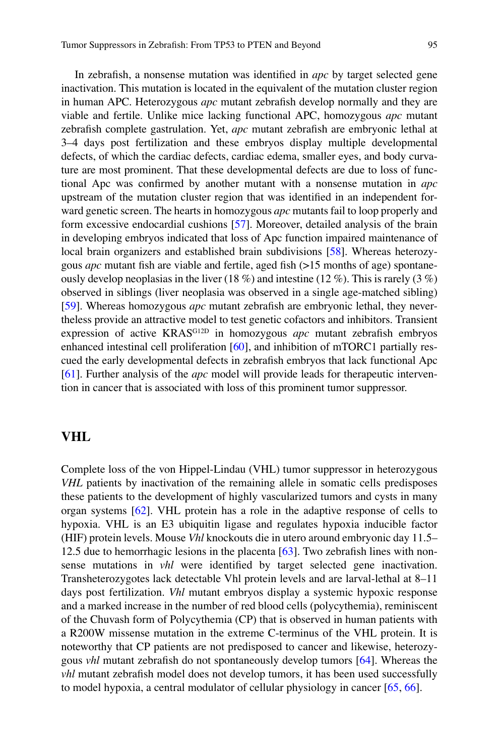In zebrafish, a nonsense mutation was identified in *apc* by target selected gene inactivation. This mutation is located in the equivalent of the mutation cluster region in human APC. Heterozygous *apc* mutant zebrafish develop normally and they are viable and fertile. Unlike mice lacking functional APC, homozygous *apc* mutant zebrafish complete gastrulation. Yet, *apc* mutant zebrafish are embryonic lethal at 3–4 days post fertilization and these embryos display multiple developmental defects, of which the cardiac defects, cardiac edema, smaller eyes, and body curvature are most prominent. That these developmental defects are due to loss of functional Apc was confirmed by another mutant with a nonsense mutation in *apc* upstream of the mutation cluster region that was identified in an independent forward genetic screen. The hearts in homozygous *apc* mutants fail to loop properly and form excessive endocardial cushions [57]. Moreover, detailed analysis of the brain in developing embryos indicated that loss of Apc function impaired maintenance of local brain organizers and established brain subdivisions [58]. Whereas heterozygous *apc* mutant fish are viable and fertile, aged fish (>15 months of age) spontaneously develop neoplasias in the liver (18 %) and intestine (12 %). This is rarely (3 %) observed in siblings (liver neoplasia was observed in a single age-matched sibling) [59]. Whereas homozygous *apc* mutant zebrafish are embryonic lethal, they nevertheless provide an attractive model to test genetic cofactors and inhibitors. Transient expression of active $KRAS^{G12D}$ in homozygous *apc* mutant zebrafish embryos enhanced intestinal cell proliferation [60], and inhibition of mTORC1 partially rescued the early developmental defects in zebrafish embryos that lack functional Apc [61]. Further analysis of the *apc* model will provide leads for therapeutic intervention in cancer that is associated with loss of this prominent tumor suppressor.

## VHL

Complete loss of the von Hippel-Lindau (VHL) tumor suppressor in heterozygous *VHL* patients by inactivation of the remaining allele in somatic cells predisposes these patients to the development of highly vascularized tumors and cysts in many organ systems [62]. VHL protein has a role in the adaptive response of cells to hypoxia. VHL is an E3 ubiquitin ligase and regulates hypoxia inducible factor (HIF) protein levels. Mouse *Vhl* knockouts die in utero around embryonic day 11.5–12.5 due to hemorrhagic lesions in the placenta [63]. Two zebrafish lines with nonsense mutations in *vhl* were identified by target selected gene inactivation. Transheterozygotes lack detectable Vhl protein levels and are larval-lethal at 8–11 days post fertilization. *Vhl* mutant embryos display a systemic hypoxic response and a marked increase in the number of red blood cells (polycythemia), reminiscent of the Chuvash form of Polycythemia (CP) that is observed in human patients with a R200W missense mutation in the extreme C-terminus of the VHL protein. It is noteworthy that CP patients are not predisposed to cancer and likewise, heterozygous *vhl* mutant zebrafish do not spontaneously develop tumors [64]. Whereas the *vhl* mutant zebrafish model does not develop tumors, it has been used successfully to model hypoxia, a central modulator of cellular physiology in cancer [65, 66].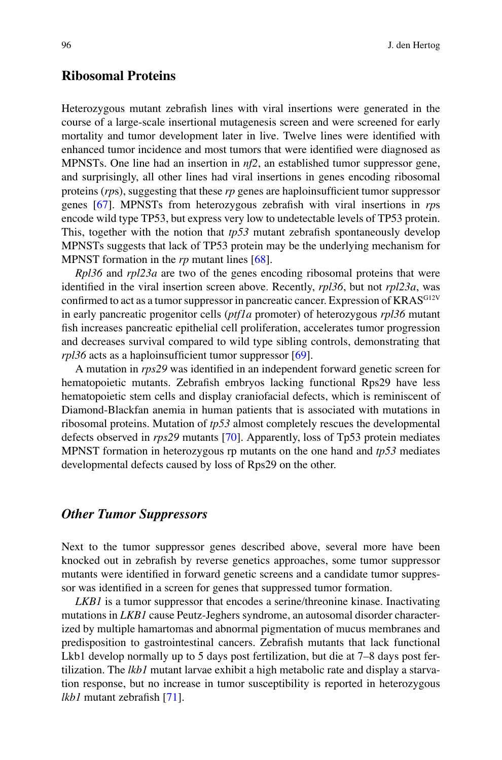## Ribosomal Proteins

Heterozygous mutant zebrafish lines with viral insertions were generated in the course of a large-scale insertional mutagenesis screen and were screened for early mortality and tumor development later in live. Twelve lines were identified with enhanced tumor incidence and most tumors that were identified were diagnosed as MPNSTs. One line had an insertion in *nf2*, an established tumor suppressor gene, and surprisingly, all other lines had viral insertions in genes encoding ribosomal proteins (*rp*s), suggesting that these *rp* genes are haploinsufficient tumor suppressor genes [67]. MPNSTs from heterozygous zebrafish with viral insertions in *rp*s encode wild type TP53, but express very low to undetectable levels of TP53 protein. This, together with the notion that *tp53* mutant zebrafish spontaneously develop MPNSTs suggests that lack of TP53 protein may be the underlying mechanism for MPNST formation in the *rp* mutant lines [68].

*Rpl36* and *rpl23a* are two of the genes encoding ribosomal proteins that were identified in the viral insertion screen above. Recently, *rpl36*, but not *rpl23a*, was confirmed to act as a tumor suppressor in pancreatic cancer. Expression of $KRAS^{G12V}$ in early pancreatic progenitor cells (*ptf1a* promoter) of heterozygous *rpl36* mutant fish increases pancreatic epithelial cell proliferation, accelerates tumor progression and decreases survival compared to wild type sibling controls, demonstrating that *rpl36* acts as a haploinsufficient tumor suppressor [69].

A mutation in *rps29* was identified in an independent forward genetic screen for hematopoietic mutants. Zebrafish embryos lacking functional Rps29 have less hematopoietic stem cells and display craniofacial defects, which is reminiscent of Diamond-Blackfan anemia in human patients that is associated with mutations in ribosomal proteins. Mutation of *tp53* almost completely rescues the developmental defects observed in *rps29* mutants [70]. Apparently, loss of Tp53 protein mediates MPNST formation in heterozygous rp mutants on the one hand and *tp53* mediates developmental defects caused by loss of Rps29 on the other.

## *Other Tumor Suppressors*

Next to the tumor suppressor genes described above, several more have been knocked out in zebrafish by reverse genetics approaches, some tumor suppressor mutants were identified in forward genetic screens and a candidate tumor suppressor was identified in a screen for genes that suppressed tumor formation.

*LKB1* is a tumor suppressor that encodes a serine/threonine kinase. Inactivating mutations in *LKB1* cause Peutz-Jeghers syndrome, an autosomal disorder characterized by multiple hamartomas and abnormal pigmentation of mucus membranes and predisposition to gastrointestinal cancers. Zebrafish mutants that lack functional Lkb1 develop normally up to 5 days post fertilization, but die at 7–8 days post fertilization. The *lkb1* mutant larvae exhibit a high metabolic rate and display a starvation response, but no increase in tumor susceptibility is reported in heterozygous *lkb1* mutant zebrafish [71].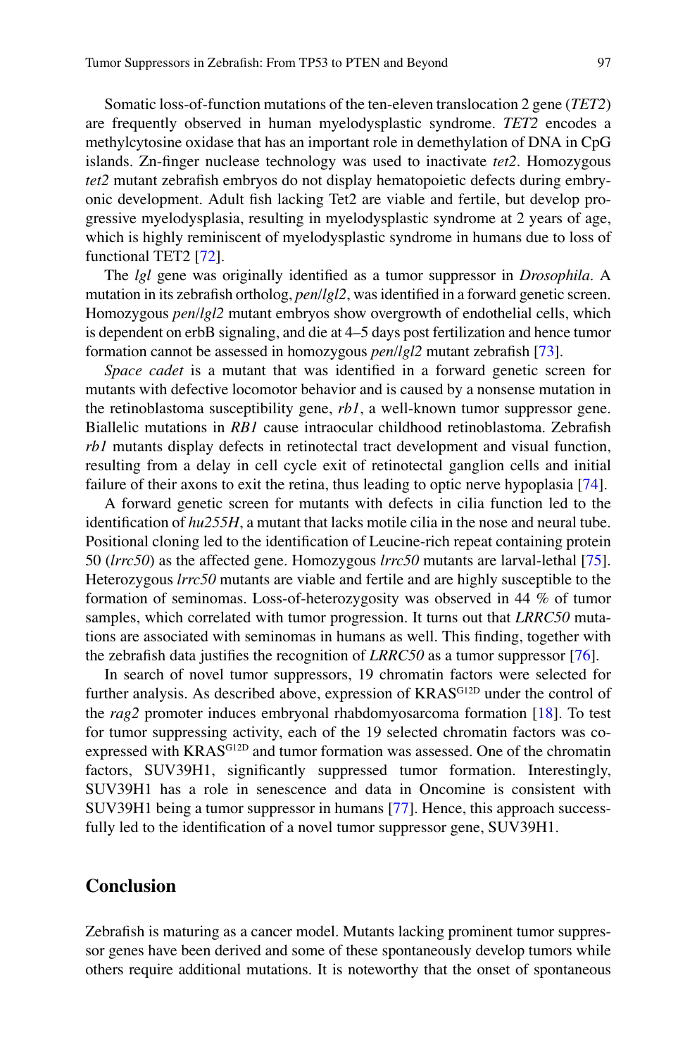Somatic loss-of-function mutations of the ten-eleven translocation 2 gene (*TET2*) are frequently observed in human myelodysplastic syndrome. *TET2* encodes a methylcytosine oxidase that has an important role in demethylation of DNA in CpG islands. Zn-finger nuclease technology was used to inactivate *tet2*. Homozygous *tet2* mutant zebrafish embryos do not display hematopoietic defects during embryonic development. Adult fish lacking Tet2 are viable and fertile, but develop progressive myelodysplasia, resulting in myelodysplastic syndrome at 2 years of age, which is highly reminiscent of myelodysplastic syndrome in humans due to loss of functional TET2 [72].

The *lgl* gene was originally identified as a tumor suppressor in *Drosophila*. A mutation in its zebrafish ortholog, *pen*/*lgl2*, was identified in a forward genetic screen. Homozygous *pen*/*lgl2* mutant embryos show overgrowth of endothelial cells, which is dependent on erbB signaling, and die at 4–5 days post fertilization and hence tumor formation cannot be assessed in homozygous *pen*/*lgl2* mutant zebrafish [73].

*Space cadet* is a mutant that was identified in a forward genetic screen for mutants with defective locomotor behavior and is caused by a nonsense mutation in the retinoblastoma susceptibility gene, *rb1*, a well-known tumor suppressor gene. Biallelic mutations in *RB1* cause intraocular childhood retinoblastoma. Zebrafish *rb1* mutants display defects in retinotectal tract development and visual function, resulting from a delay in cell cycle exit of retinotectal ganglion cells and initial failure of their axons to exit the retina, thus leading to optic nerve hypoplasia [74].

A forward genetic screen for mutants with defects in cilia function led to the identification of *hu255H*, a mutant that lacks motile cilia in the nose and neural tube. Positional cloning led to the identification of Leucine-rich repeat containing protein 50 (*lrrc50*) as the affected gene. Homozygous *lrrc50* mutants are larval-lethal [75]. Heterozygous *lrrc50* mutants are viable and fertile and are highly susceptible to the formation of seminomas. Loss-of-heterozygosity was observed in 44 % of tumor samples, which correlated with tumor progression. It turns out that *LRRC50* mutations are associated with seminomas in humans as well. This finding, together with the zebrafish data justifies the recognition of *LRRC50* as a tumor suppressor [76].

In search of novel tumor suppressors, 19 chromatin factors were selected for further analysis. As described above, expression of $KRAS^{G12D}$ under the control of the *rag2* promoter induces embryonal rhabdomyosarcoma formation [18]. To test for tumor suppressing activity, each of the 19 selected chromatin factors was co-expressed with $KRAS^{G12D}$ and tumor formation was assessed. One of the chromatin factors, SUV39H1, significantly suppressed tumor formation. Interestingly, SUV39H1 has a role in senescence and data in Oncomine is consistent with SUV39H1 being a tumor suppressor in humans [77]. Hence, this approach successfully led to the identification of a novel tumor suppressor gene, SUV39H1.

## Conclusion

Zebrafish is maturing as a cancer model. Mutants lacking prominent tumor suppressor genes have been derived and some of these spontaneously develop tumors while others require additional mutations. It is noteworthy that the onset of spontaneous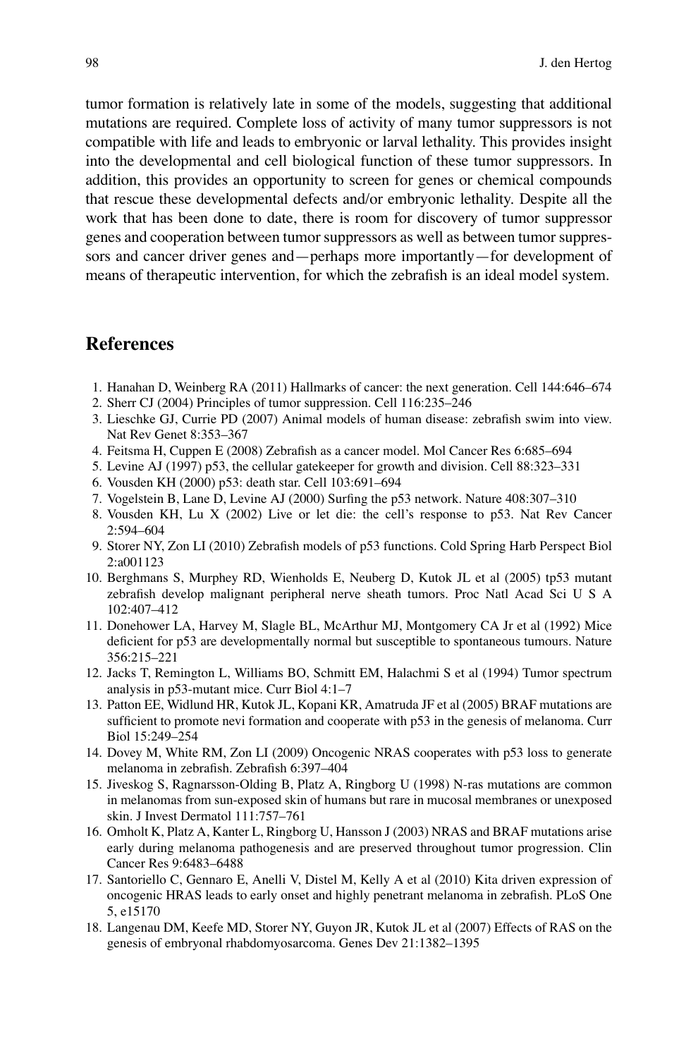tumor formation is relatively late in some of the models, suggesting that additional mutations are required. Complete loss of activity of many tumor suppressors is not compatible with life and leads to embryonic or larval lethality. This provides insight into the developmental and cell biological function of these tumor suppressors. In addition, this provides an opportunity to screen for genes or chemical compounds that rescue these developmental defects and/or embryonic lethality. Despite all the work that has been done to date, there is room for discovery of tumor suppressor genes and cooperation between tumor suppressors as well as between tumor suppressors and cancer driver genes and—perhaps more importantly—for development of means of therapeutic intervention, for which the zebrafish is an ideal model system.

## References

1. Hanahan D, Weinberg RA (2011) Hallmarks of cancer: the next generation. Cell 144:646–674
2. Sherr CJ (2004) Principles of tumor suppression. Cell 116:235–246
3. Lieschke GJ, Currie PD (2007) Animal models of human disease: zebrafish swim into view. Nat Rev Genet 8:353–367
4. Feitsma H, Cuppen E (2008) Zebrafish as a cancer model. Mol Cancer Res 6:685–694
5. Levine AJ (1997) p53, the cellular gatekeeper for growth and division. Cell 88:323–331
6. Vousden KH (2000) p53: death star. Cell 103:691–694
7. Vogelstein B, Lane D, Levine AJ (2000) Surfing the p53 network. Nature 408:307–310
8. Vousden KH, Lu X (2002) Live or let die: the cell's response to p53. Nat Rev Cancer 2:594–604
9. Storer NY, Zon LI (2010) Zebrafish models of p53 functions. Cold Spring Harb Perspect Biol 2:a001123
10. Berghmans S, Murphey RD, Wienholds E, Neuberg D, Kutok JL et al (2005) tp53 mutant zebrafish develop malignant peripheral nerve sheath tumors. Proc Natl Acad Sci U S A 102:407–412
11. Donehower LA, Harvey M, Slagle BL, McArthur MJ, Montgomery CA Jr et al (1992) Mice deficient for p53 are developmentally normal but susceptible to spontaneous tumours. Nature 356:215–221
12. Jacks T, Remington L, Williams BO, Schmitt EM, Halachmi S et al (1994) Tumor spectrum analysis in p53-mutant mice. Curr Biol 4:1–7
13. Patton EE, Widlund HR, Kutok JL, Kopani KR, Amatruda JF et al (2005) BRAF mutations are sufficient to promote nevi formation and cooperate with p53 in the genesis of melanoma. Curr Biol 15:249–254
14. Dovey M, White RM, Zon LI (2009) Oncogenic NRAS cooperates with p53 loss to generate melanoma in zebrafish. Zebrafish 6:397–404
15. Jiveskog S, Ragnarsson-Olding B, Platz A, Ringborg U (1998) N-ras mutations are common in melanomas from sun-exposed skin of humans but rare in mucosal membranes or unexposed skin. J Invest Dermatol 111:757–761
16. Omholt K, Platz A, Kanter L, Ringborg U, Hansson J (2003) NRAS and BRAF mutations arise early during melanoma pathogenesis and are preserved throughout tumor progression. Clin Cancer Res 9:6483–6488
17. Santoriello C, Gennaro E, Anelli V, Distel M, Kelly A et al (2010) Kita driven expression of oncogenic HRAS leads to early onset and highly penetrant melanoma in zebrafish. PLoS One 5, e15170
18. Langenau DM, Keefe MD, Storer NY, Guyon JR, Kutok JL et al (2007) Effects of RAS on the genesis of embryonal rhabdomyosarcoma. Genes Dev 21:1382–1395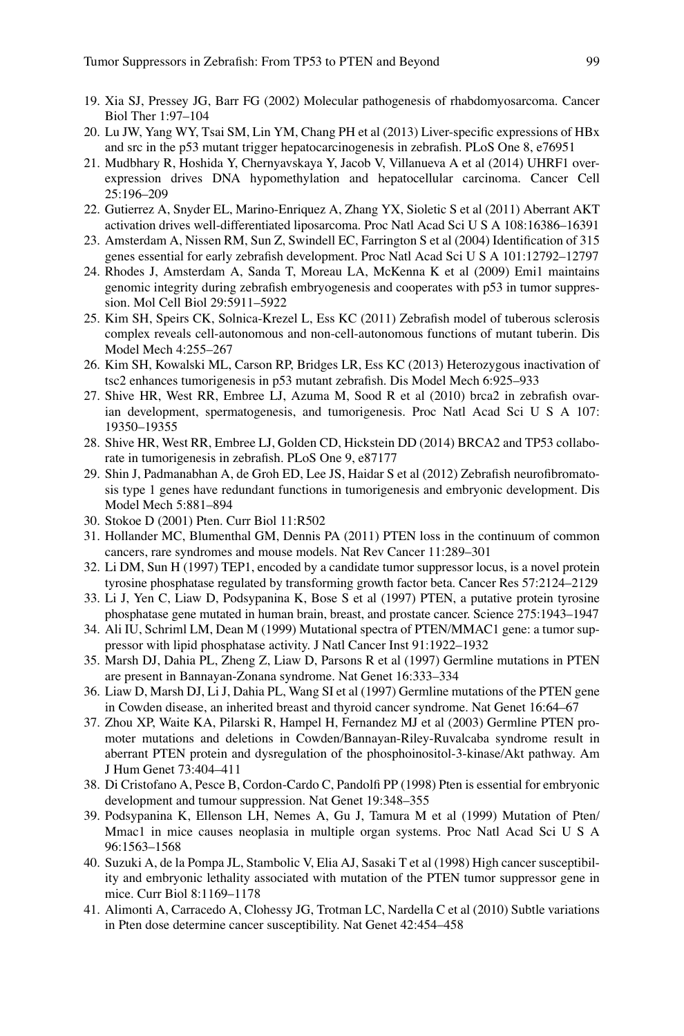19. Xia SJ, Pressey JG, Barr FG (2002) Molecular pathogenesis of rhabdomyosarcoma. Cancer Biol Ther 1:97–104
20. Lu JW, Yang WY, Tsai SM, Lin YM, Chang PH et al (2013) Liver-specific expressions of HBx and src in the p53 mutant trigger hepatocarcinogenesis in zebrafish. PLoS One 8, e76951
21. Mudbhary R, Hoshida Y, Chernyavskaya Y, Jacob V, Villanueva A et al (2014) UHRF1 overexpression drives DNA hypomethylation and hepatocellular carcinoma. Cancer Cell 25:196–209
22. Gutierrez A, Snyder EL, Marino-Enriquez A, Zhang YX, Sioletic S et al (2011) Aberrant AKT activation drives well-differentiated liposarcoma. Proc Natl Acad Sci U S A 108:16386–16391
23. Amsterdam A, Nissen RM, Sun Z, Swindell EC, Farrington S et al (2004) Identification of 315 genes essential for early zebrafish development. Proc Natl Acad Sci U S A 101:12792–12797
24. Rhodes J, Amsterdam A, Sanda T, Moreau LA, McKenna K et al (2009) Emi1 maintains genomic integrity during zebrafish embryogenesis and cooperates with p53 in tumor suppression. Mol Cell Biol 29:5911–5922
25. Kim SH, Speirs CK, Solnica-Krezel L, Ess KC (2011) Zebrafish model of tuberous sclerosis complex reveals cell-autonomous and non-cell-autonomous functions of mutant tuberin. Dis Model Mech 4:255–267
26. Kim SH, Kowalski ML, Carson RP, Bridges LR, Ess KC (2013) Heterozygous inactivation of tsc2 enhances tumorigenesis in p53 mutant zebrafish. Dis Model Mech 6:925–933
27. Shive HR, West RR, Embree LJ, Azuma M, Sood R et al (2010) brca2 in zebrafish ovarian development, spermatogenesis, and tumorigenesis. Proc Natl Acad Sci U S A 107: 19350–19355
28. Shive HR, West RR, Embree LJ, Golden CD, Hickstein DD (2014) BRCA2 and TP53 collaborate in tumorigenesis in zebrafish. PLoS One 9, e87177
29. Shin J, Padmanabhan A, de Groh ED, Lee JS, Haidar S et al (2012) Zebrafish neurofibromatosis type 1 genes have redundant functions in tumorigenesis and embryonic development. Dis Model Mech 5:881–894
30. Stokoe D (2001) Pten. Curr Biol 11:R502
31. Hollander MC, Blumenthal GM, Dennis PA (2011) PTEN loss in the continuum of common cancers, rare syndromes and mouse models. Nat Rev Cancer 11:289–301
32. Li DM, Sun H (1997) TEP1, encoded by a candidate tumor suppressor locus, is a novel protein tyrosine phosphatase regulated by transforming growth factor beta. Cancer Res 57:2124–2129
33. Li J, Yen C, Liaw D, Podsypanina K, Bose S et al (1997) PTEN, a putative protein tyrosine phosphatase gene mutated in human brain, breast, and prostate cancer. Science 275:1943–1947
34. Ali IU, Schriml LM, Dean M (1999) Mutational spectra of PTEN/MMAC1 gene: a tumor suppressor with lipid phosphatase activity. J Natl Cancer Inst 91:1922–1932
35. Marsh DJ, Dahia PL, Zheng Z, Liaw D, Parsons R et al (1997) Germline mutations in PTEN are present in Bannayan-Zonana syndrome. Nat Genet 16:333–334
36. Liaw D, Marsh DJ, Li J, Dahia PL, Wang SI et al (1997) Germline mutations of the PTEN gene in Cowden disease, an inherited breast and thyroid cancer syndrome. Nat Genet 16:64–67
37. Zhou XP, Waite KA, Pilarski R, Hampel H, Fernandez MJ et al (2003) Germline PTEN promoter mutations and deletions in Cowden/Bannayan-Riley-Ruvalcaba syndrome result in aberrant PTEN protein and dysregulation of the phosphoinositol-3-kinase/Akt pathway. Am J Hum Genet 73:404–411
38. Di Cristofano A, Pesce B, Cordon-Cardo C, Pandolfi PP (1998) Pten is essential for embryonic development and tumour suppression. Nat Genet 19:348–355
39. Podsypanina K, Ellenson LH, Nemes A, Gu J, Tamura M et al (1999) Mutation of Pten/Mmac1 in mice causes neoplasia in multiple organ systems. Proc Natl Acad Sci U S A 96:1563–1568
40. Suzuki A, de la Pompa JL, Stambolic V, Elia AJ, Sasaki T et al (1998) High cancer susceptibility and embryonic lethality associated with mutation of the PTEN tumor suppressor gene in mice. Curr Biol 8:1169–1178
41. Alimonti A, Carracedo A, Clohessy JG, Trotman LC, Nardella C et al (2010) Subtle variations in Pten dose determine cancer susceptibility. Nat Genet 42:454–458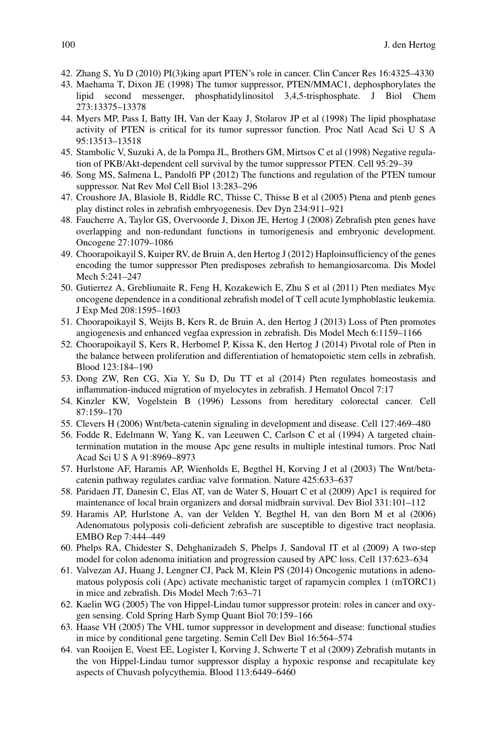42. Zhang S, Yu D (2010) PI(3)king apart PTEN's role in cancer. Clin Cancer Res 16:4325–4330
43. Maehama T, Dixon JE (1998) The tumor suppressor, PTEN/MMAC1, dephosphorylates the lipid second messenger, phosphatidylinositol 3,4,5-trisphosphate. J Biol Chem 273:13375–13378
44. Myers MP, Pass I, Batty IH, Van der Kaay J, Stolarov JP et al (1998) The lipid phosphatase activity of PTEN is critical for its tumor supressor function. Proc Natl Acad Sci U S A 95:13513–13518
45. Stambolic V, Suzuki A, de la Pompa JL, Brothers GM, Mirtsos C et al (1998) Negative regulation of PKB/Akt-dependent cell survival by the tumor suppressor PTEN. Cell 95:29–39
46. Song MS, Salmena L, Pandolfi PP (2012) The functions and regulation of the PTEN tumour suppressor. Nat Rev Mol Cell Biol 13:283–296
47. Croushore JA, Blasiole B, Riddle RC, Thisse C, Thisse B et al (2005) Ptena and ptenb genes play distinct roles in zebrafish embryogenesis. Dev Dyn 234:911–921
48. Faucherre A, Taylor GS, Overvoorde J, Dixon JE, Hertog J (2008) Zebrafish pten genes have overlapping and non-redundant functions in tumorigenesis and embryonic development. Oncogene 27:1079–1086
49. Choorapoikayil S, Kuiper RV, de Bruin A, den Hertog J (2012) Haploinsufficiency of the genes encoding the tumor suppressor Pten predisposes zebrafish to hemangiosarcoma. Dis Model Mech 5:241–247
50. Gutierrez A, Grebliunaite R, Feng H, Kozakewich E, Zhu S et al (2011) Pten mediates Myc oncogene dependence in a conditional zebrafish model of T cell acute lymphoblastic leukemia. J Exp Med 208:1595–1603
51. Choorapoikayil S, Weijts B, Kers R, de Bruin A, den Hertog J (2013) Loss of Pten promotes angiogenesis and enhanced vegfaa expression in zebrafish. Dis Model Mech 6:1159–1166
52. Choorapoikayil S, Kers R, Herbomel P, Kissa K, den Hertog J (2014) Pivotal role of Pten in the balance between proliferation and differentiation of hematopoietic stem cells in zebrafish. Blood 123:184–190
53. Dong ZW, Ren CG, Xia Y, Su D, Du TT et al (2014) Pten regulates homeostasis and inflammation-induced migration of myelocytes in zebrafish. J Hematol Oncol 7:17
54. Kinzler KW, Vogelstein B (1996) Lessons from hereditary colorectal cancer. Cell 87:159–170
55. Clevers H (2006) Wnt/beta-catenin signaling in development and disease. Cell 127:469–480
56. Fodde R, Edelmann W, Yang K, van Leeuwen C, Carlson C et al (1994) A targeted chain-termination mutation in the mouse Apc gene results in multiple intestinal tumors. Proc Natl Acad Sci U S A 91:8969–8973
57. Hurlstone AF, Haramis AP, Wienholds E, Begthel H, Korving J et al (2003) The Wnt/beta-catenin pathway regulates cardiac valve formation. Nature 425:633–637
58. Paridaen JT, Danesin C, Elas AT, van de Water S, Houart C et al (2009) Apc1 is required for maintenance of local brain organizers and dorsal midbrain survival. Dev Biol 331:101–112
59. Haramis AP, Hurlstone A, van der Velden Y, Begthel H, van den Born M et al (2006) Adenomatous polyposis coli-deficient zebrafish are susceptible to digestive tract neoplasia. EMBO Rep 7:444–449
60. Phelps RA, Chidester S, Dehghanizadeh S, Phelps J, Sandoval IT et al (2009) A two-step model for colon adenoma initiation and progression caused by APC loss. Cell 137:623–634
61. Valvezan AJ, Huang J, Lengner CJ, Pack M, Klein PS (2014) Oncogenic mutations in adenomatous polyposis coli (Apc) activate mechanistic target of rapamycin complex 1 (mTORC1) in mice and zebrafish. Dis Model Mech 7:63–71
62. Kaelin WG (2005) The von Hippel-Lindau tumor suppressor protein: roles in cancer and oxygen sensing. Cold Spring Harb Symp Quant Biol 70:159–166
63. Haase VH (2005) The VHL tumor suppressor in development and disease: functional studies in mice by conditional gene targeting. Semin Cell Dev Biol 16:564–574
64. van Rooijen E, Voest EE, Logister I, Korving J, Schwerte T et al (2009) Zebrafish mutants in the von Hippel-Lindau tumor suppressor display a hypoxic response and recapitulate key aspects of Chuvash polycythemia. Blood 113:6449–6460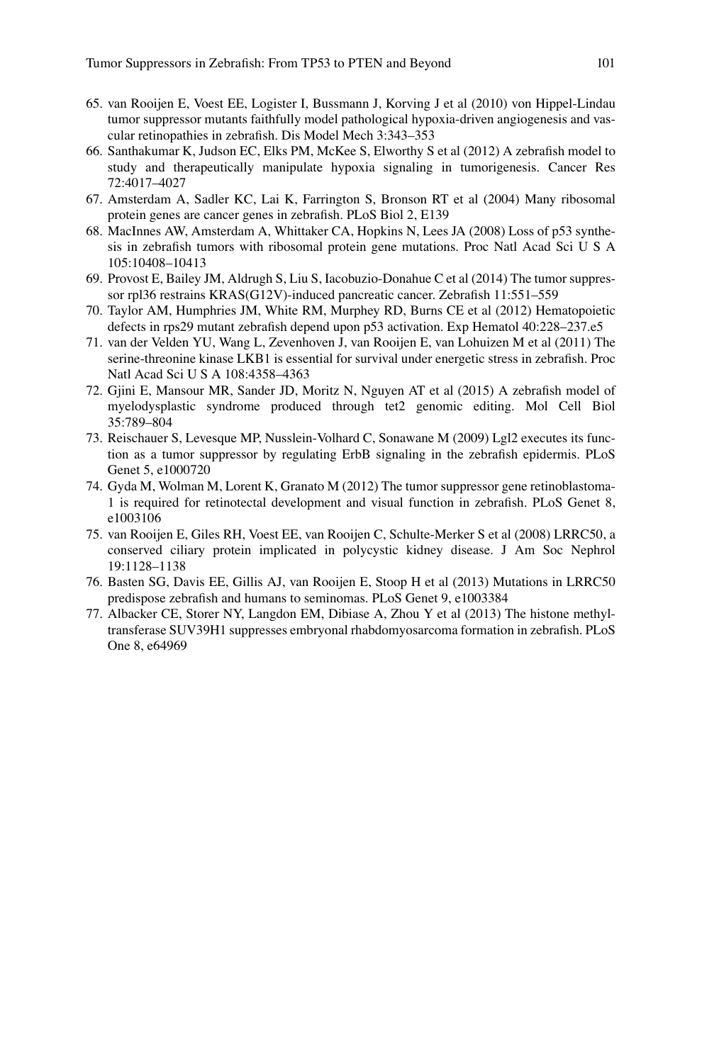65. van Rooijen E, Voest EE, Logister I, Bussmann J, Korving J et al (2010) von Hippel-Lindau tumor suppressor mutants faithfully model pathological hypoxia-driven angiogenesis and vascular retinopathies in zebrafish. Dis Model Mech 3:343–353
66. Santhakumar K, Judson EC, Elks PM, McKee S, Elworthy S et al (2012) A zebrafish model to study and therapeutically manipulate hypoxia signaling in tumorigenesis. Cancer Res 72:4017–4027
67. Amsterdam A, Sadler KC, Lai K, Farrington S, Bronson RT et al (2004) Many ribosomal protein genes are cancer genes in zebrafish. PLoS Biol 2, E139
68. MacInnes AW, Amsterdam A, Whittaker CA, Hopkins N, Lees JA (2008) Loss of p53 synthesis in zebrafish tumors with ribosomal protein gene mutations. Proc Natl Acad Sci U S A 105:10408–10413
69. Provost E, Bailey JM, Aldrugh S, Liu S, Iacobuzio-Donahue C et al (2014) The tumor suppressor rpl36 restrains KRAS(G12V)-induced pancreatic cancer. Zebrafish 11:551–559
70. Taylor AM, Humphries JM, White RM, Murphey RD, Burns CE et al (2012) Hematopoietic defects in rps29 mutant zebrafish depend upon p53 activation. Exp Hematol 40:228–237.e5
71. van der Velden YU, Wang L, Zevenhoven J, van Rooijen E, van Lohuizen M et al (2011) The serine-threonine kinase LKB1 is essential for survival under energetic stress in zebrafish. Proc Natl Acad Sci U S A 108:4358–4363
72. Gjini E, Mansour MR, Sander JD, Moritz N, Nguyen AT et al (2015) A zebrafish model of myelodysplastic syndrome produced through tet2 genomic editing. Mol Cell Biol 35:789–804
73. Reischauer S, Levesque MP, Nusslein-Volhard C, Sonawane M (2009) Lgl2 executes its function as a tumor suppressor by regulating ErbB signaling in the zebrafish epidermis. PLoS Genet 5, e1000720
74. Gyda M, Wolman M, Lorent K, Granato M (2012) The tumor suppressor gene retinoblastoma-1 is required for retinotectal development and visual function in zebrafish. PLoS Genet 8, e1003106
75. van Rooijen E, Giles RH, Voest EE, van Rooijen C, Schulte-Merker S et al (2008) LRRC50, a conserved ciliary protein implicated in polycystic kidney disease. J Am Soc Nephrol 19:1128–1138
76. Basten SG, Davis EE, Gillis AJ, van Rooijen E, Stoop H et al (2013) Mutations in LRRC50 predispose zebrafish and humans to seminomas. PLoS Genet 9, e1003384
77. Albacker CE, Storer NY, Langdon EM, Dibiase A, Zhou Y et al (2013) The histone methyltransferase SUV39H1 suppresses embryonal rhabdomyosarcoma formation in zebrafish. PLoS One 8, e64969